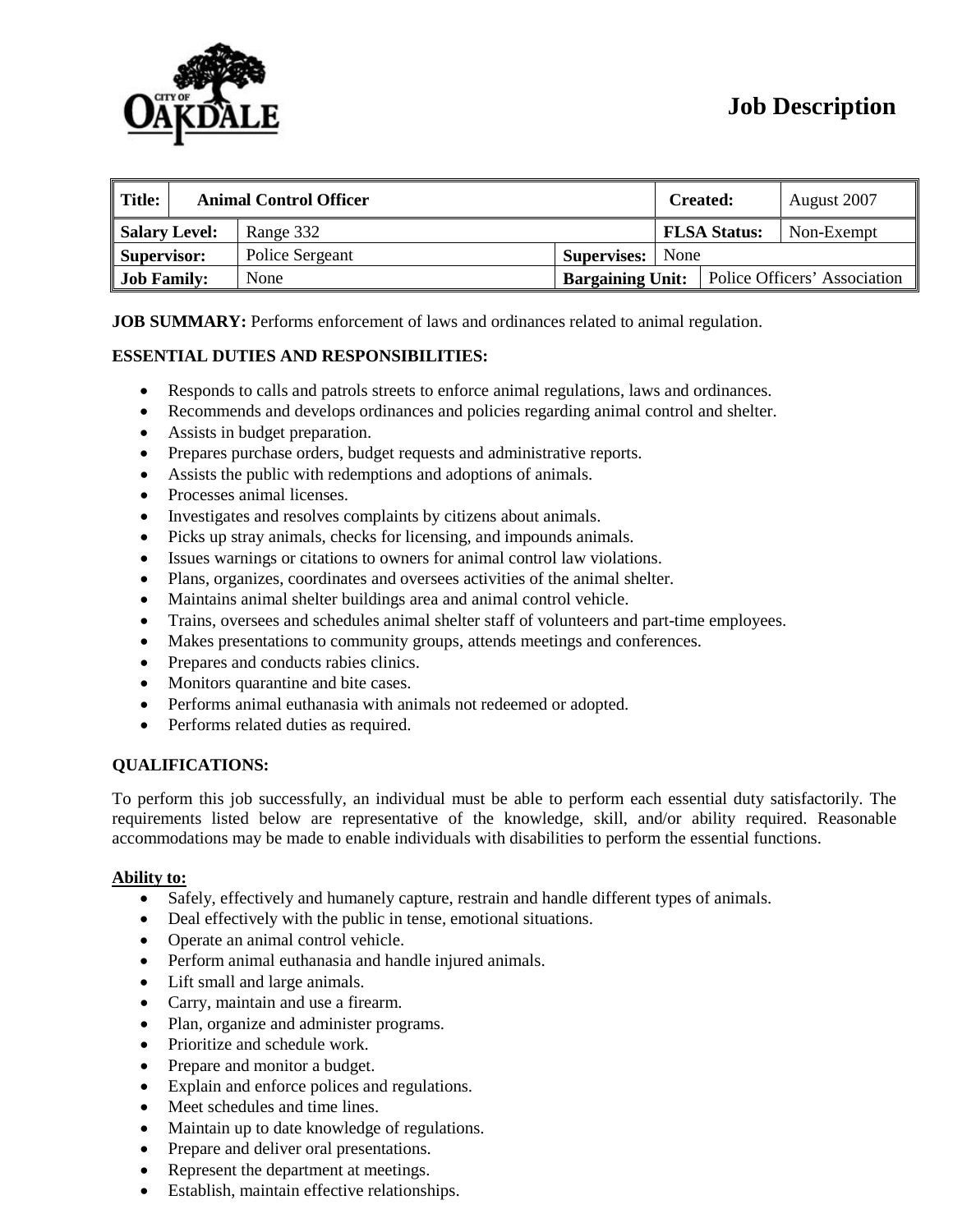CITY OF OAKDALE

# Job Description

| Title: | Animal Control Officer | Created: | August 2007 |
|---|---|---|---|
| Salary Level: | Range 332 | FLSA Status: | Non-Exempt |
| Supervisor: | Police Sergeant | Supervises: | None |
| Job Family: | None | Bargaining Unit: | Police Officers' Association |

**JOB SUMMARY:** Performs enforcement of laws and ordinances related to animal regulation.

**ESSENTIAL DUTIES AND RESPONSIBILITIES:**

- Responds to calls and patrols streets to enforce animal regulations, laws and ordinances.
- Recommends and develops ordinances and policies regarding animal control and shelter.
- Assists in budget preparation.
- Prepares purchase orders, budget requests and administrative reports.
- Assists the public with redemptions and adoptions of animals.
- Processes animal licenses.
- Investigates and resolves complaints by citizens about animals.
- Picks up stray animals, checks for licensing, and impounds animals.
- Issues warnings or citations to owners for animal control law violations.
- Plans, organizes, coordinates and oversees activities of the animal shelter.
- Maintains animal shelter buildings area and animal control vehicle.
- Trains, oversees and schedules animal shelter staff of volunteers and part-time employees.
- Makes presentations to community groups, attends meetings and conferences.
- Prepares and conducts rabies clinics.
- Monitors quarantine and bite cases.
- Performs animal euthanasia with animals not redeemed or adopted.
- Performs related duties as required.

**QUALIFICATIONS:**

To perform this job successfully, an individual must be able to perform each essential duty satisfactorily. The requirements listed below are representative of the knowledge, skill, and/or ability required. Reasonable accommodations may be made to enable individuals with disabilities to perform the essential functions.

**Ability to:**

- Safely, effectively and humanely capture, restrain and handle different types of animals.
- Deal effectively with the public in tense, emotional situations.
- Operate an animal control vehicle.
- Perform animal euthanasia and handle injured animals.
- Lift small and large animals.
- Carry, maintain and use a firearm.
- Plan, organize and administer programs.
- Prioritize and schedule work.
- Prepare and monitor a budget.
- Explain and enforce polices and regulations.
- Meet schedules and time lines.
- Maintain up to date knowledge of regulations.
- Prepare and deliver oral presentations.
- Represent the department at meetings.
- Establish, maintain effective relationships.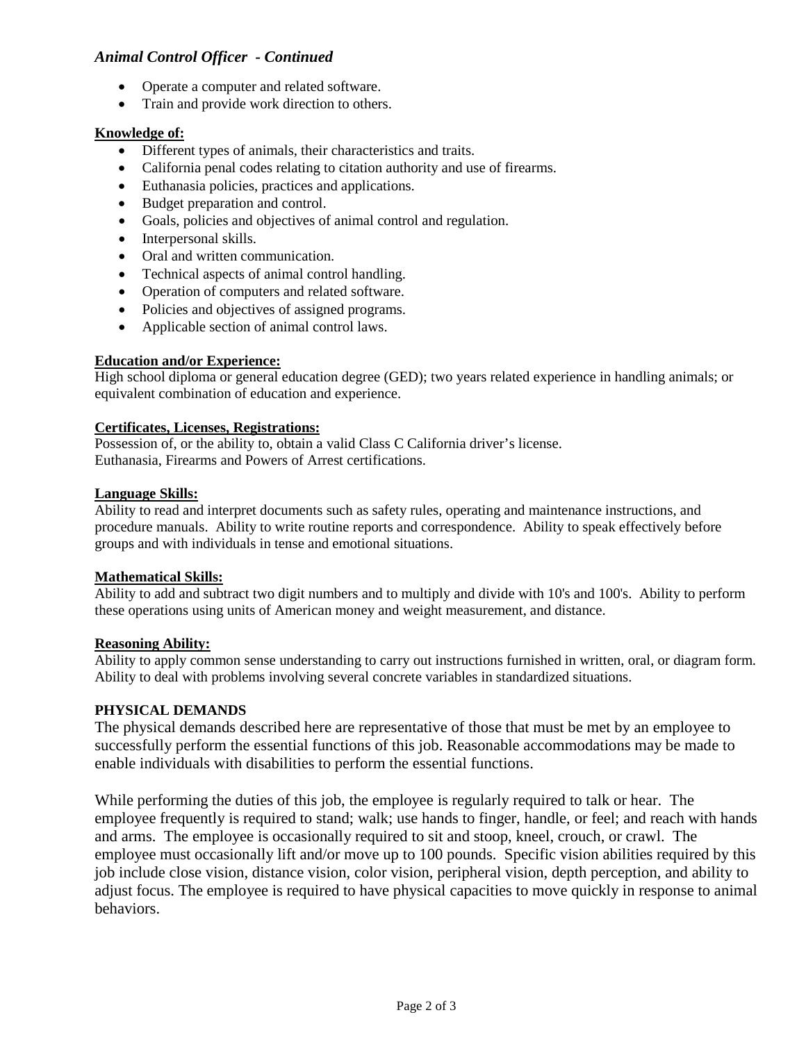*Animal Control Officer - Continued*

- Operate a computer and related software.
- Train and provide work direction to others.

**Knowledge of:**

- Different types of animals, their characteristics and traits.
- California penal codes relating to citation authority and use of firearms.
- Euthanasia policies, practices and applications.
- Budget preparation and control.
- Goals, policies and objectives of animal control and regulation.
- Interpersonal skills.
- Oral and written communication.
- Technical aspects of animal control handling.
- Operation of computers and related software.
- Policies and objectives of assigned programs.
- Applicable section of animal control laws.

**Education and/or Experience:**

High school diploma or general education degree (GED); two years related experience in handling animals; or equivalent combination of education and experience.

**Certificates, Licenses, Registrations:**

Possession of, or the ability to, obtain a valid Class C California driver's license.
Euthanasia, Firearms and Powers of Arrest certifications.

**Language Skills:**

Ability to read and interpret documents such as safety rules, operating and maintenance instructions, and procedure manuals. Ability to write routine reports and correspondence. Ability to speak effectively before groups and with individuals in tense and emotional situations.

**Mathematical Skills:**

Ability to add and subtract two digit numbers and to multiply and divide with 10's and 100's. Ability to perform these operations using units of American money and weight measurement, and distance.

**Reasoning Ability:**

Ability to apply common sense understanding to carry out instructions furnished in written, oral, or diagram form. Ability to deal with problems involving several concrete variables in standardized situations.

**PHYSICAL DEMANDS**

The physical demands described here are representative of those that must be met by an employee to successfully perform the essential functions of this job. Reasonable accommodations may be made to enable individuals with disabilities to perform the essential functions.

While performing the duties of this job, the employee is regularly required to talk or hear. The employee frequently is required to stand; walk; use hands to finger, handle, or feel; and reach with hands and arms. The employee is occasionally required to sit and stoop, kneel, crouch, or crawl. The employee must occasionally lift and/or move up to 100 pounds. Specific vision abilities required by this job include close vision, distance vision, color vision, peripheral vision, depth perception, and ability to adjust focus. The employee is required to have physical capacities to move quickly in response to animal behaviors.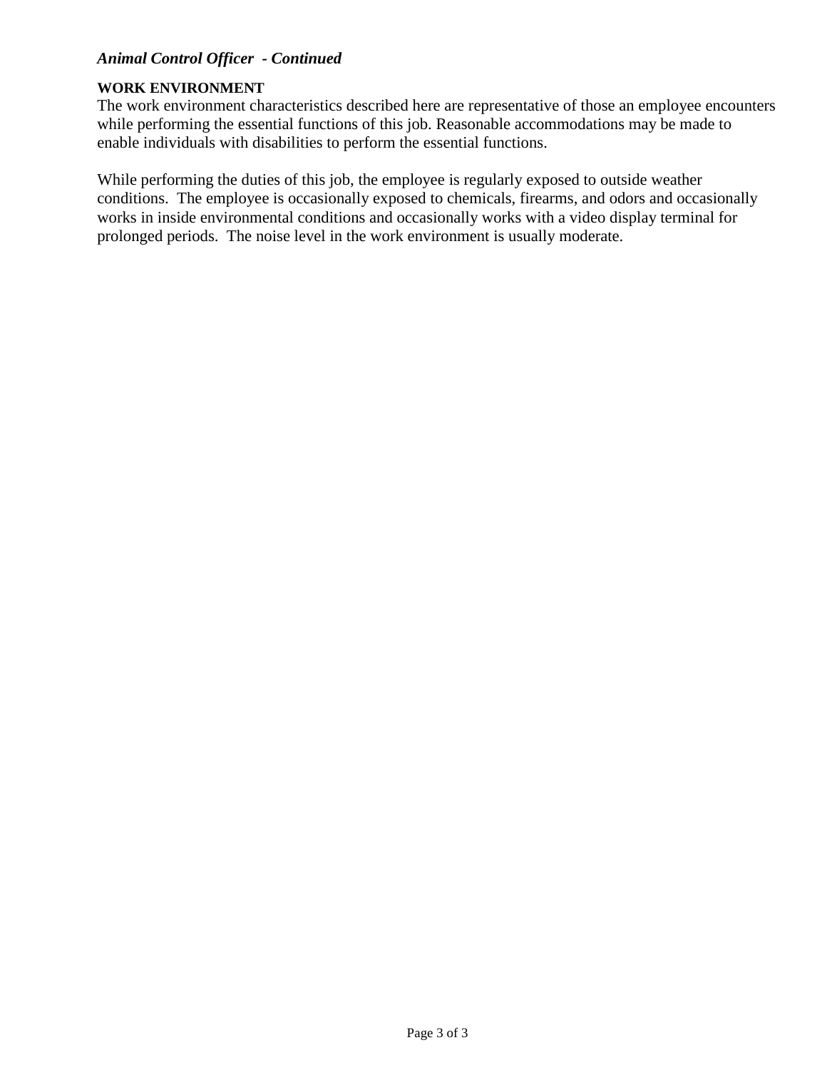*Animal Control Officer - Continued*

**WORK ENVIRONMENT**

The work environment characteristics described here are representative of those an employee encounters while performing the essential functions of this job. Reasonable accommodations may be made to enable individuals with disabilities to perform the essential functions.

While performing the duties of this job, the employee is regularly exposed to outside weather conditions. The employee is occasionally exposed to chemicals, firearms, and odors and occasionally works in inside environmental conditions and occasionally works with a video display terminal for prolonged periods. The noise level in the work environment is usually moderate.